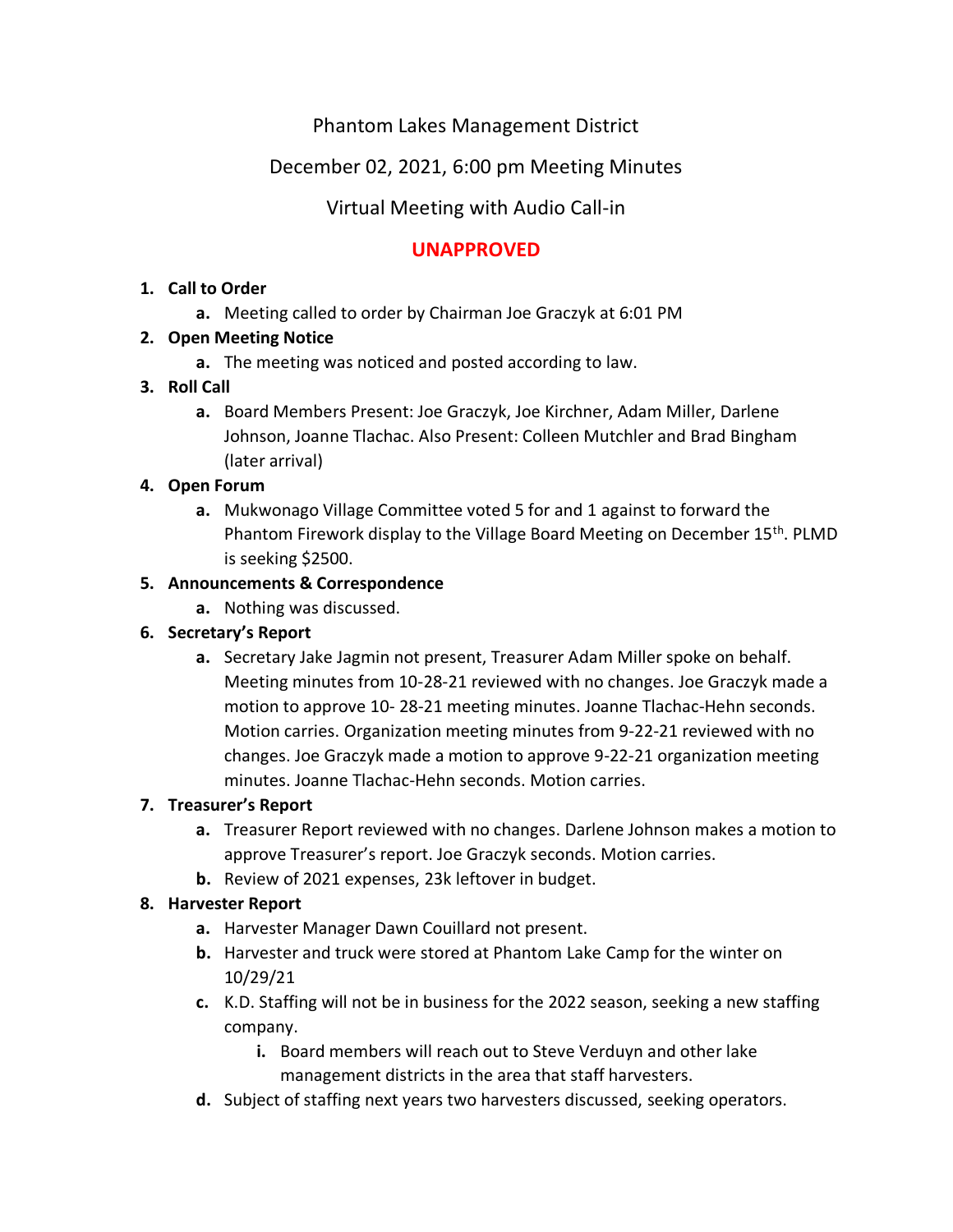# Phantom Lakes Management District

## December 02, 2021, 6:00 pm Meeting Minutes

## Virtual Meeting with Audio Call-in

**UNAPPROVED**

1. **Call to Order**
   a. Meeting called to order by Chairman Joe Graczyk at 6:01 PM
2. **Open Meeting Notice**
   a. The meeting was noticed and posted according to law.
3. **Roll Call**
   a. Board Members Present: Joe Graczyk, Joe Kirchner, Adam Miller, Darlene Johnson, Joanne Tlachac. Also Present: Colleen Mutchler and Brad Bingham (later arrival)
4. **Open Forum**
   a. Mukwonago Village Committee voted 5 for and 1 against to forward the Phantom Firework display to the Village Board Meeting on December 15th. PLMD is seeking $2500.
5. **Announcements & Correspondence**
   a. Nothing was discussed.
6. **Secretary's Report**
   a. Secretary Jake Jagmin not present, Treasurer Adam Miller spoke on behalf. Meeting minutes from 10-28-21 reviewed with no changes. Joe Graczyk made a motion to approve 10- 28-21 meeting minutes. Joanne Tlachac-Hehn seconds. Motion carries. Organization meeting minutes from 9-22-21 reviewed with no changes. Joe Graczyk made a motion to approve 9-22-21 organization meeting minutes. Joanne Tlachac-Hehn seconds. Motion carries.
7. **Treasurer's Report**
   a. Treasurer Report reviewed with no changes. Darlene Johnson makes a motion to approve Treasurer's report. Joe Graczyk seconds. Motion carries.
   b. Review of 2021 expenses, 23k leftover in budget.
8. **Harvester Report**
   a. Harvester Manager Dawn Couillard not present.
   b. Harvester and truck were stored at Phantom Lake Camp for the winter on 10/29/21
   c. K.D. Staffing will not be in business for the 2022 season, seeking a new staffing company.
      i. Board members will reach out to Steve Verduyn and other lake management districts in the area that staff harvesters.
   d. Subject of staffing next years two harvesters discussed, seeking operators.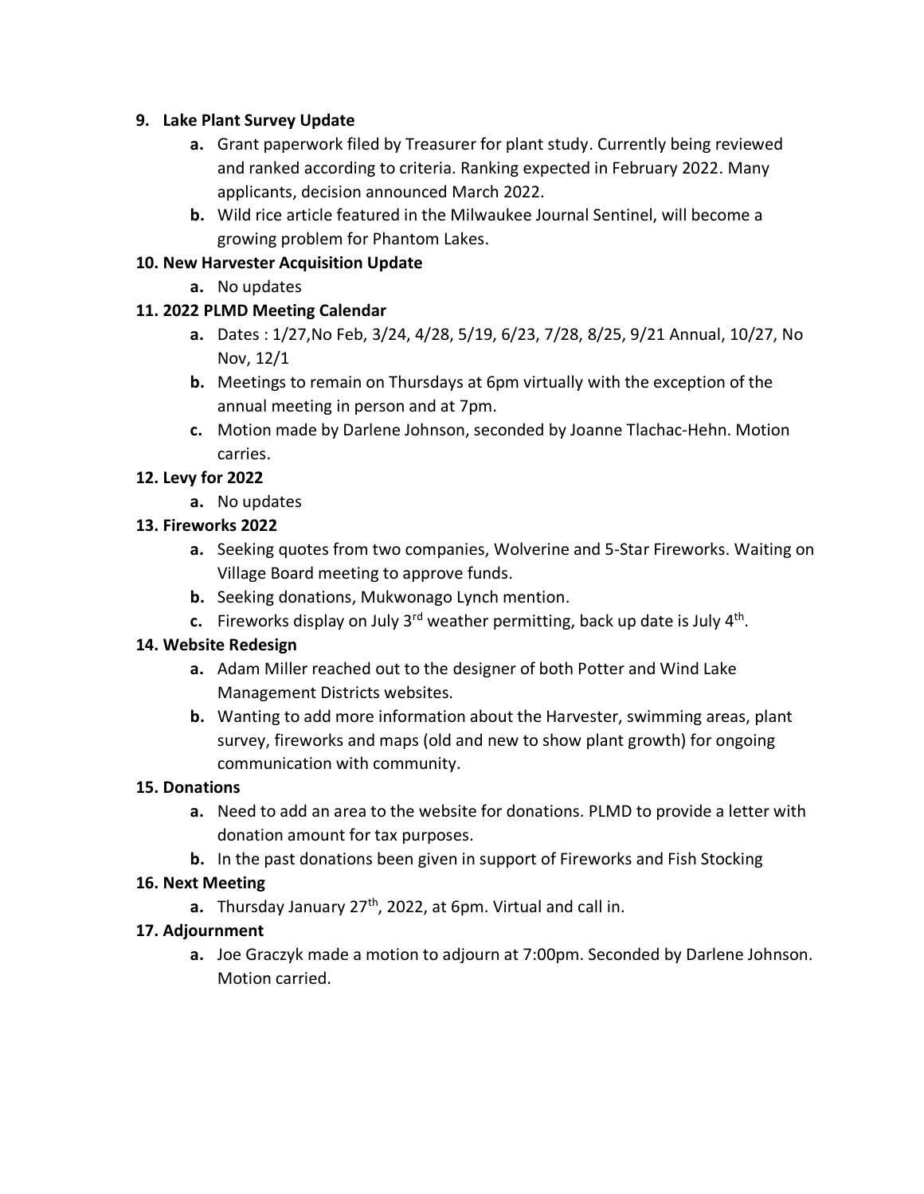9. **Lake Plant Survey Update**
    a. Grant paperwork filed by Treasurer for plant study. Currently being reviewed and ranked according to criteria. Ranking expected in February 2022. Many applicants, decision announced March 2022.
    b. Wild rice article featured in the Milwaukee Journal Sentinel, will become a growing problem for Phantom Lakes.
10. **New Harvester Acquisition Update**
    a. No updates
11. **2022 PLMD Meeting Calendar**
    a. Dates : 1/27,No Feb, 3/24, 4/28, 5/19, 6/23, 7/28, 8/25, 9/21 Annual, 10/27, No Nov, 12/1
    b. Meetings to remain on Thursdays at 6pm virtually with the exception of the annual meeting in person and at 7pm.
    c. Motion made by Darlene Johnson, seconded by Joanne Tlachac-Hehn. Motion carries.
12. **Levy for 2022**
    a. No updates
13. **Fireworks 2022**
    a. Seeking quotes from two companies, Wolverine and 5-Star Fireworks. Waiting on Village Board meeting to approve funds.
    b. Seeking donations, Mukwonago Lynch mention.
    c. Fireworks display on July 3rd weather permitting, back up date is July 4th.
14. **Website Redesign**
    a. Adam Miller reached out to the designer of both Potter and Wind Lake Management Districts websites.
    b. Wanting to add more information about the Harvester, swimming areas, plant survey, fireworks and maps (old and new to show plant growth) for ongoing communication with community.
15. **Donations**
    a. Need to add an area to the website for donations. PLMD to provide a letter with donation amount for tax purposes.
    b. In the past donations been given in support of Fireworks and Fish Stocking
16. **Next Meeting**
    a. Thursday January 27th, 2022, at 6pm. Virtual and call in.
17. **Adjournment**
    a. Joe Graczyk made a motion to adjourn at 7:00pm. Seconded by Darlene Johnson. Motion carried.